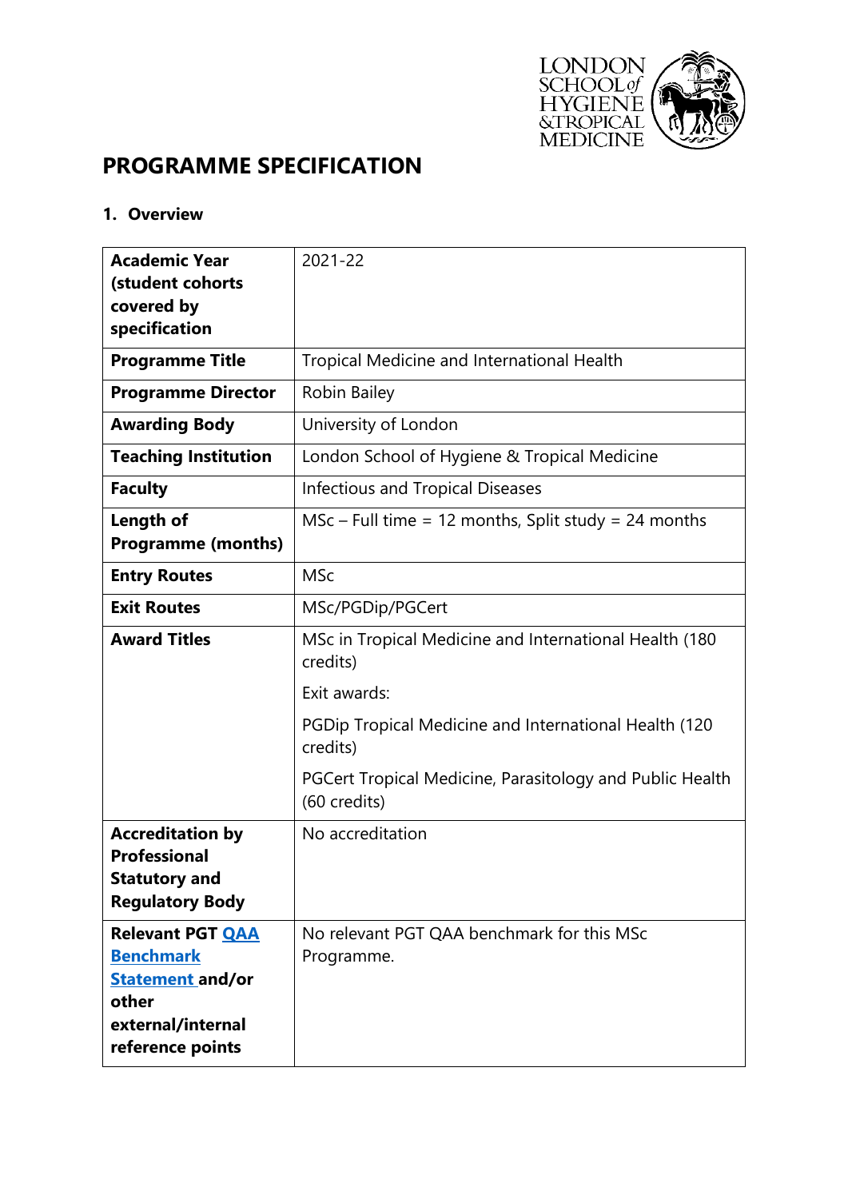# PROGRAMME SPECIFICATION

## 1. Overview

| | |
|---|---|
| **Academic Year (student cohorts covered by specification** | 2021-22 |
| **Programme Title** | Tropical Medicine and International Health |
| **Programme Director** | Robin Bailey |
| **Awarding Body** | University of London |
| **Teaching Institution** | London School of Hygiene & Tropical Medicine |
| **Faculty** | Infectious and Tropical Diseases |
| **Length of Programme (months)** | MSc – Full time = 12 months, Split study = 24 months |
| **Entry Routes** | MSc |
| **Exit Routes** | MSc/PGDip/PGCert |
| **Award Titles** | MSc in Tropical Medicine and International Health (180 credits)<br><br>Exit awards:<br><br>PGDip Tropical Medicine and International Health (120 credits)<br><br>PGCert Tropical Medicine, Parasitology and Public Health (60 credits) |
| **Accreditation by Professional Statutory and Regulatory Body** | No accreditation |
| **Relevant PGT QAA Benchmark Statement and/or other external/internal reference points** | No relevant PGT QAA benchmark for this MSc Programme. |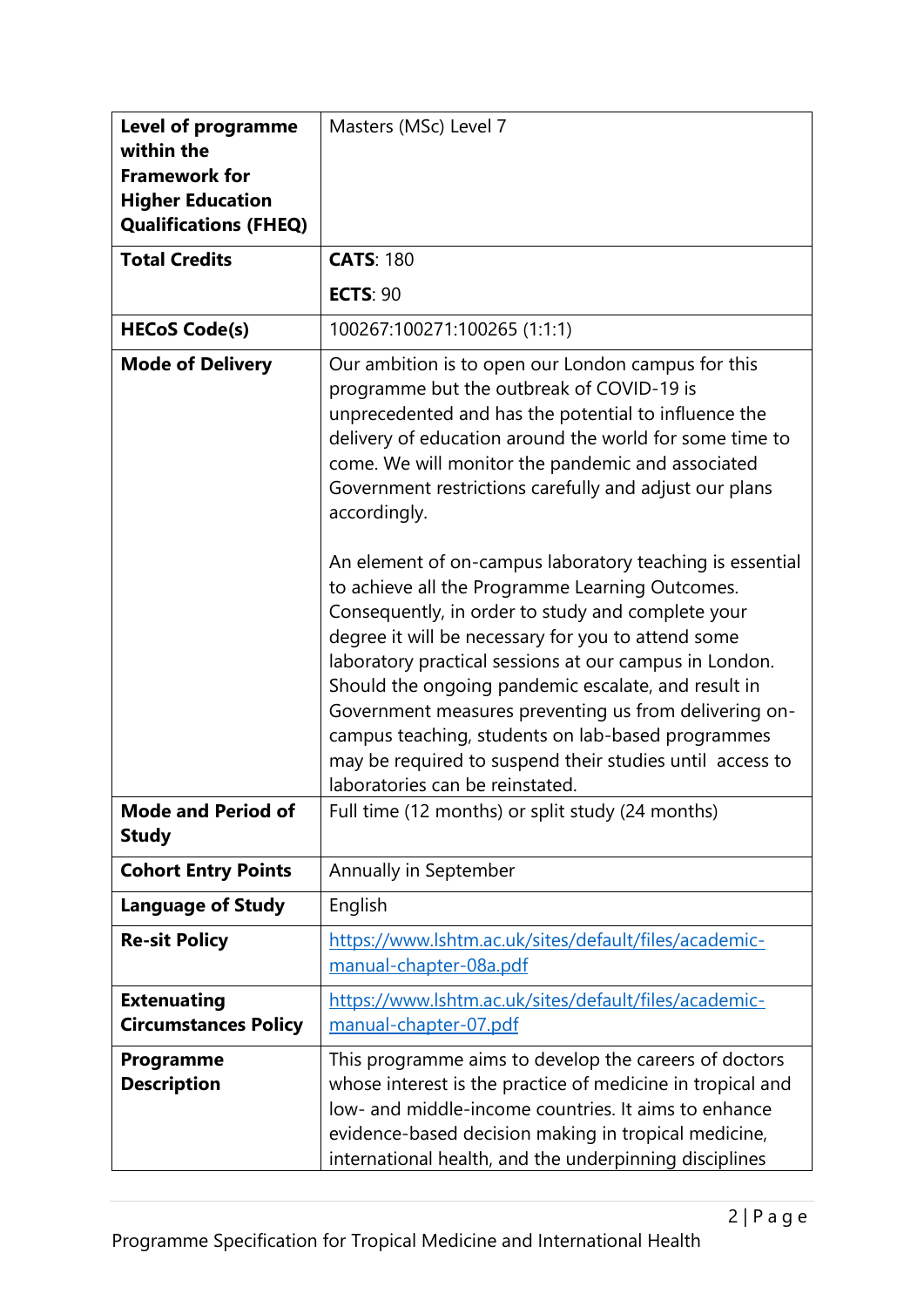| | |
|---|---|
| **Level of programme within the Framework for Higher Education Qualifications (FHEQ)** | Masters (MSc) Level 7 |
| **Total Credits** | **CATS**: 180<br>**ECTS**: 90 |
| **HECoS Code(s)** | 100267:100271:100265 (1:1:1) |
| **Mode of Delivery** | Our ambition is to open our London campus for this programme but the outbreak of COVID-19 is unprecedented and has the potential to influence the delivery of education around the world for some time to come. We will monitor the pandemic and associated Government restrictions carefully and adjust our plans accordingly.<br><br>An element of on-campus laboratory teaching is essential to achieve all the Programme Learning Outcomes. Consequently, in order to study and complete your degree it will be necessary for you to attend some laboratory practical sessions at our campus in London. Should the ongoing pandemic escalate, and result in Government measures preventing us from delivering on-campus teaching, students on lab-based programmes may be required to suspend their studies until access to laboratories can be reinstated. |
| **Mode and Period of Study** | Full time (12 months) or split study (24 months) |
| **Cohort Entry Points** | Annually in September |
| **Language of Study** | English |
| **Re-sit Policy** | [https://www.lshtm.ac.uk/sites/default/files/academic-manual-chapter-08a.pdf](https://www.lshtm.ac.uk/sites/default/files/academic-manual-chapter-08a.pdf) |
| **Extenuating Circumstances Policy** | [https://www.lshtm.ac.uk/sites/default/files/academic-manual-chapter-07.pdf](https://www.lshtm.ac.uk/sites/default/files/academic-manual-chapter-07.pdf) |
| **Programme Description** | This programme aims to develop the careers of doctors whose interest is the practice of medicine in tropical and low- and middle-income countries. It aims to enhance evidence-based decision making in tropical medicine, international health, and the underpinning disciplines |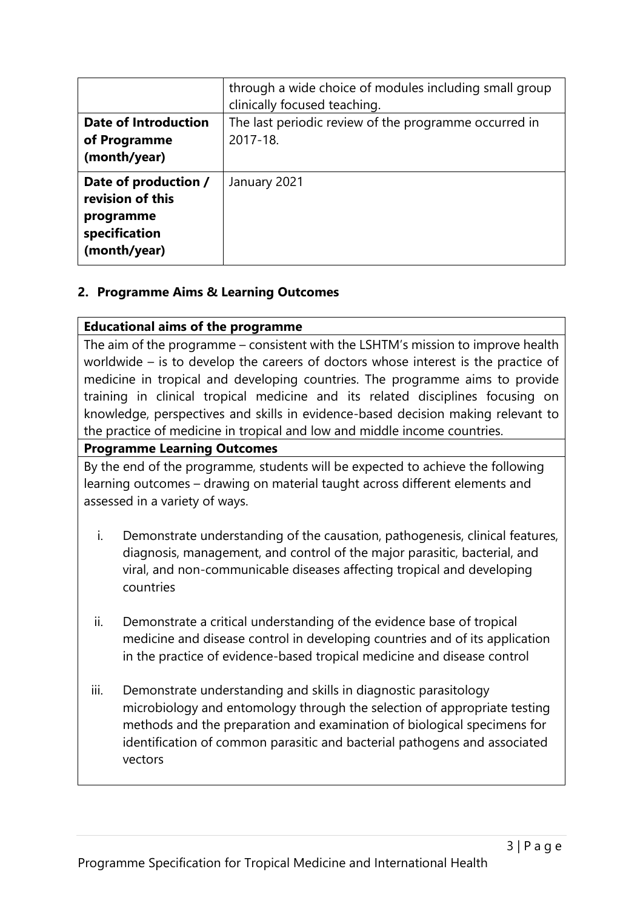| | |
|---|---|
| | through a wide choice of modules including small group clinically focused teaching. |
| **Date of Introduction of Programme (month/year)** | The last periodic review of the programme occurred in 2017-18. |
| **Date of production / revision of this programme specification (month/year)** | January 2021 |

## 2. Programme Aims & Learning Outcomes

| **Educational aims of the programme** |
|---|
| The aim of the programme – consistent with the LSHTM's mission to improve health worldwide – is to develop the careers of doctors whose interest is the practice of medicine in tropical and developing countries. The programme aims to provide training in clinical tropical medicine and its related disciplines focusing on knowledge, perspectives and skills in evidence-based decision making relevant to the practice of medicine in tropical and low and middle income countries. |
| **Programme Learning Outcomes** |
| By the end of the programme, students will be expected to achieve the following learning outcomes – drawing on material taught across different elements and assessed in a variety of ways.<br><br>i. Demonstrate understanding of the causation, pathogenesis, clinical features, diagnosis, management, and control of the major parasitic, bacterial, and viral, and non-communicable diseases affecting tropical and developing countries<br><br>ii. Demonstrate a critical understanding of the evidence base of tropical medicine and disease control in developing countries and of its application in the practice of evidence-based tropical medicine and disease control<br><br>iii. Demonstrate understanding and skills in diagnostic parasitology microbiology and entomology through the selection of appropriate testing methods and the preparation and examination of biological specimens for identification of common parasitic and bacterial pathogens and associated vectors |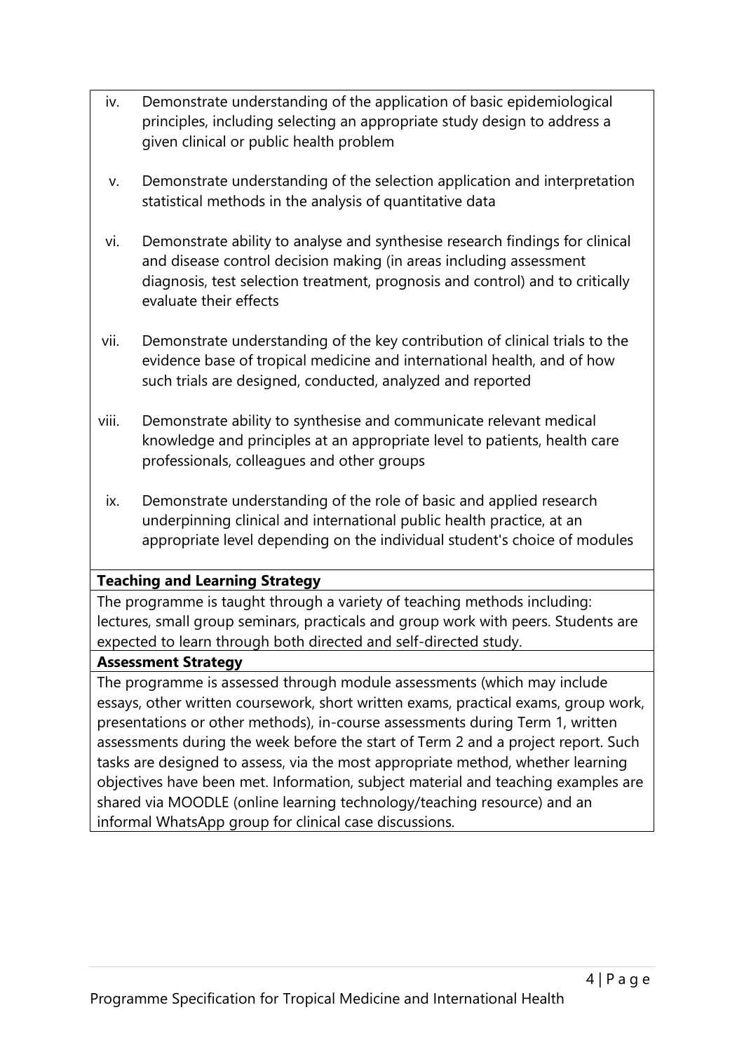iv. Demonstrate understanding of the application of basic epidemiological principles, including selecting an appropriate study design to address a given clinical or public health problem

v. Demonstrate understanding of the selection application and interpretation statistical methods in the analysis of quantitative data

vi. Demonstrate ability to analyse and synthesise research findings for clinical and disease control decision making (in areas including assessment diagnosis, test selection treatment, prognosis and control) and to critically evaluate their effects

vii. Demonstrate understanding of the key contribution of clinical trials to the evidence base of tropical medicine and international health, and of how such trials are designed, conducted, analyzed and reported

viii. Demonstrate ability to synthesise and communicate relevant medical knowledge and principles at an appropriate level to patients, health care professionals, colleagues and other groups

ix. Demonstrate understanding of the role of basic and applied research underpinning clinical and international public health practice, at an appropriate level depending on the individual student's choice of modules

**Teaching and Learning Strategy**

The programme is taught through a variety of teaching methods including: lectures, small group seminars, practicals and group work with peers. Students are expected to learn through both directed and self-directed study.

**Assessment Strategy**

The programme is assessed through module assessments (which may include essays, other written coursework, short written exams, practical exams, group work, presentations or other methods), in-course assessments during Term 1, written assessments during the week before the start of Term 2 and a project report. Such tasks are designed to assess, via the most appropriate method, whether learning objectives have been met. Information, subject material and teaching examples are shared via MOODLE (online learning technology/teaching resource) and an informal WhatsApp group for clinical case discussions.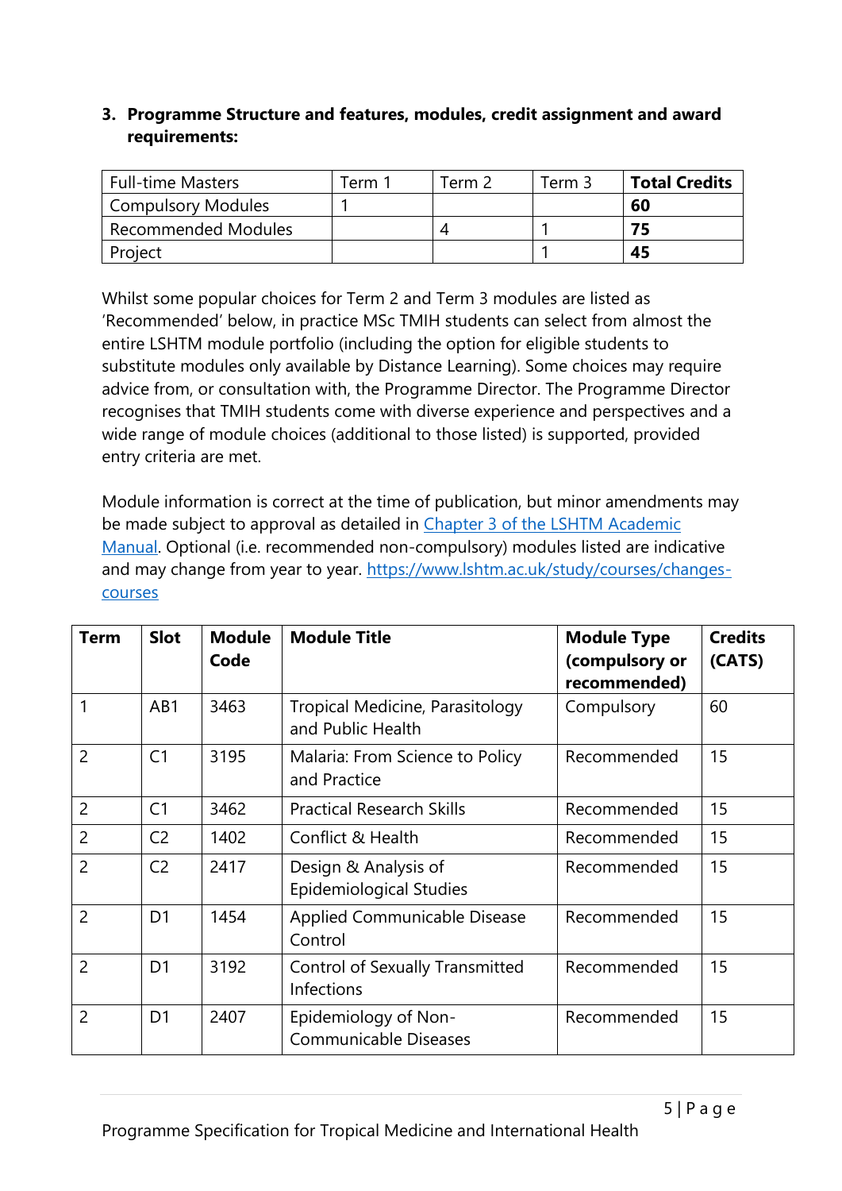### 3. Programme Structure and features, modules, credit assignment and award requirements:

| Full-time Masters | Term 1 | Term 2 | Term 3 | **Total Credits** |
|---|---|---|---|---|
| Compulsory Modules | 1 | | | **60** |
| Recommended Modules | | 4 | 1 | **75** |
| Project | | | 1 | **45** |

Whilst some popular choices for Term 2 and Term 3 modules are listed as 'Recommended' below, in practice MSc TMIH students can select from almost the entire LSHTM module portfolio (including the option for eligible students to substitute modules only available by Distance Learning). Some choices may require advice from, or consultation with, the Programme Director. The Programme Director recognises that TMIH students come with diverse experience and perspectives and a wide range of module choices (additional to those listed) is supported, provided entry criteria are met.

Module information is correct at the time of publication, but minor amendments may be made subject to approval as detailed in [Chapter 3 of the LSHTM Academic Manual](). Optional (i.e. recommended non-compulsory) modules listed are indicative and may change from year to year. [https://www.lshtm.ac.uk/study/courses/changes-courses](https://www.lshtm.ac.uk/study/courses/changes-courses)

| Term | Slot | Module Code | Module Title | Module Type (compulsory or recommended) | Credits (CATS) |
|---|---|---|---|---|---|
| 1 | AB1 | 3463 | Tropical Medicine, Parasitology and Public Health | Compulsory | 60 |
| 2 | C1 | 3195 | Malaria: From Science to Policy and Practice | Recommended | 15 |
| 2 | C1 | 3462 | Practical Research Skills | Recommended | 15 |
| 2 | C2 | 1402 | Conflict & Health | Recommended | 15 |
| 2 | C2 | 2417 | Design & Analysis of Epidemiological Studies | Recommended | 15 |
| 2 | D1 | 1454 | Applied Communicable Disease Control | Recommended | 15 |
| 2 | D1 | 3192 | Control of Sexually Transmitted Infections | Recommended | 15 |
| 2 | D1 | 2407 | Epidemiology of Non-Communicable Diseases | Recommended | 15 |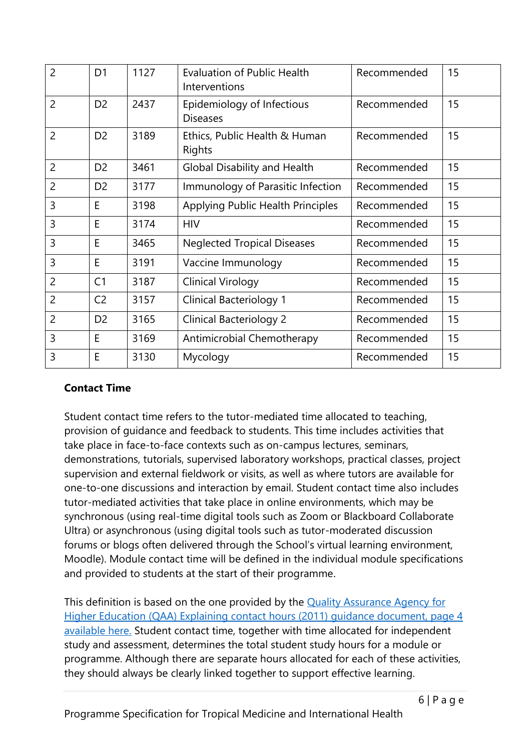| | | | | | |
|---|---|---|---|---|---|
| 2 | D1 | 1127 | Evaluation of Public Health Interventions | Recommended | 15 |
| 2 | D2 | 2437 | Epidemiology of Infectious Diseases | Recommended | 15 |
| 2 | D2 | 3189 | Ethics, Public Health & Human Rights | Recommended | 15 |
| 2 | D2 | 3461 | Global Disability and Health | Recommended | 15 |
| 2 | D2 | 3177 | Immunology of Parasitic Infection | Recommended | 15 |
| 3 | E | 3198 | Applying Public Health Principles | Recommended | 15 |
| 3 | E | 3174 | HIV | Recommended | 15 |
| 3 | E | 3465 | Neglected Tropical Diseases | Recommended | 15 |
| 3 | E | 3191 | Vaccine Immunology | Recommended | 15 |
| 2 | C1 | 3187 | Clinical Virology | Recommended | 15 |
| 2 | C2 | 3157 | Clinical Bacteriology 1 | Recommended | 15 |
| 2 | D2 | 3165 | Clinical Bacteriology 2 | Recommended | 15 |
| 3 | E | 3169 | Antimicrobial Chemotherapy | Recommended | 15 |
| 3 | E | 3130 | Mycology | Recommended | 15 |

**Contact Time**

Student contact time refers to the tutor-mediated time allocated to teaching, provision of guidance and feedback to students. This time includes activities that take place in face-to-face contexts such as on-campus lectures, seminars, demonstrations, tutorials, supervised laboratory workshops, practical classes, project supervision and external fieldwork or visits, as well as where tutors are available for one-to-one discussions and interaction by email. Student contact time also includes tutor-mediated activities that take place in online environments, which may be synchronous (using real-time digital tools such as Zoom or Blackboard Collaborate Ultra) or asynchronous (using digital tools such as tutor-moderated discussion forums or blogs often delivered through the School's virtual learning environment, Moodle). Module contact time will be defined in the individual module specifications and provided to students at the start of their programme.

This definition is based on the one provided by the Quality Assurance Agency for Higher Education (QAA) Explaining contact hours (2011) guidance document, page 4 available here. Student contact time, together with time allocated for independent study and assessment, determines the total student study hours for a module or programme. Although there are separate hours allocated for each of these activities, they should always be clearly linked together to support effective learning.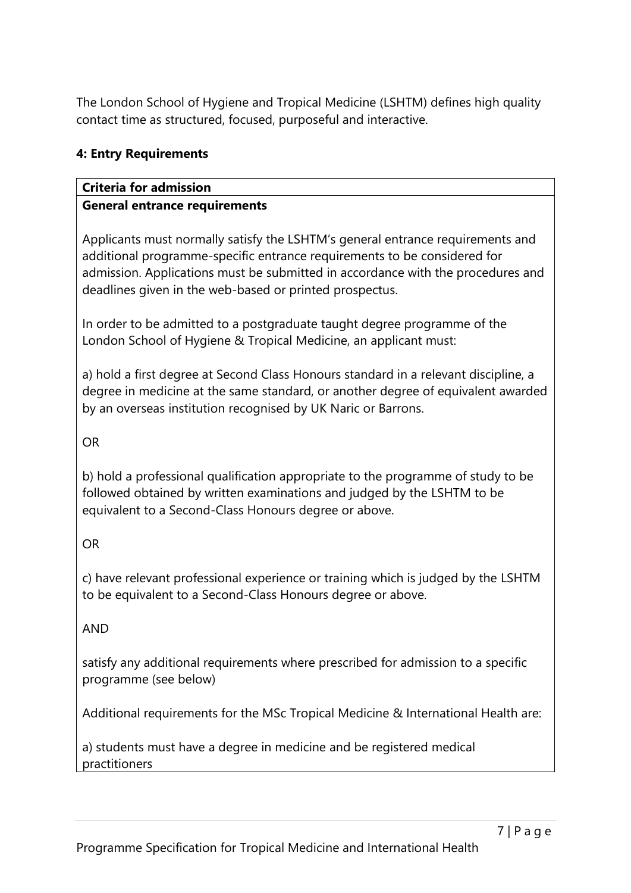The London School of Hygiene and Tropical Medicine (LSHTM) defines high quality contact time as structured, focused, purposeful and interactive.

**4: Entry Requirements**

**Criteria for admission**

**General entrance requirements**

Applicants must normally satisfy the LSHTM's general entrance requirements and additional programme-specific entrance requirements to be considered for admission. Applications must be submitted in accordance with the procedures and deadlines given in the web-based or printed prospectus.

In order to be admitted to a postgraduate taught degree programme of the London School of Hygiene & Tropical Medicine, an applicant must:

a) hold a first degree at Second Class Honours standard in a relevant discipline, a degree in medicine at the same standard, or another degree of equivalent awarded by an overseas institution recognised by UK Naric or Barrons.

OR

b) hold a professional qualification appropriate to the programme of study to be followed obtained by written examinations and judged by the LSHTM to be equivalent to a Second-Class Honours degree or above.

OR

c) have relevant professional experience or training which is judged by the LSHTM to be equivalent to a Second-Class Honours degree or above.

AND

satisfy any additional requirements where prescribed for admission to a specific programme (see below)

Additional requirements for the MSc Tropical Medicine & International Health are:

a) students must have a degree in medicine and be registered medical practitioners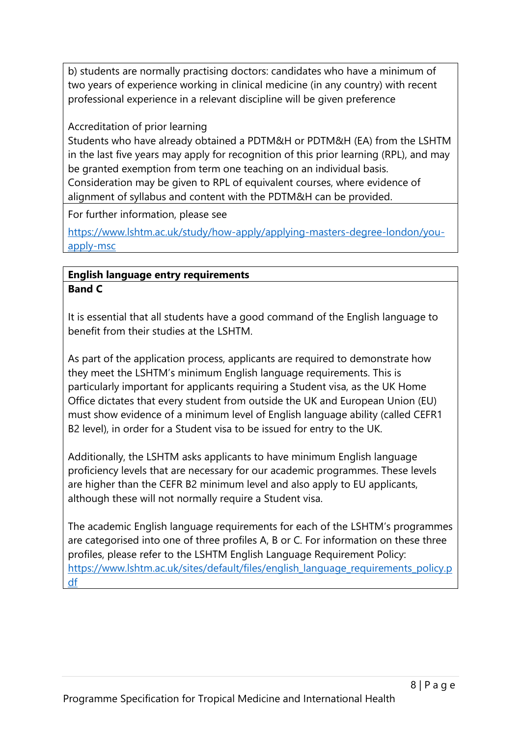b) students are normally practising doctors: candidates who have a minimum of two years of experience working in clinical medicine (in any country) with recent professional experience in a relevant discipline will be given preference

Accreditation of prior learning
Students who have already obtained a PDTM&H or PDTM&H (EA) from the LSHTM in the last five years may apply for recognition of this prior learning (RPL), and may be granted exemption from term one teaching on an individual basis.
Consideration may be given to RPL of equivalent courses, where evidence of alignment of syllabus and content with the PDTM&H can be provided.

For further information, please see

https://www.lshtm.ac.uk/study/how-apply/applying-masters-degree-london/you-apply-msc

**English language entry requirements**

**Band C**

It is essential that all students have a good command of the English language to benefit from their studies at the LSHTM.

As part of the application process, applicants are required to demonstrate how they meet the LSHTM's minimum English language requirements. This is particularly important for applicants requiring a Student visa, as the UK Home Office dictates that every student from outside the UK and European Union (EU) must show evidence of a minimum level of English language ability (called CEFR1 B2 level), in order for a Student visa to be issued for entry to the UK.

Additionally, the LSHTM asks applicants to have minimum English language proficiency levels that are necessary for our academic programmes. These levels are higher than the CEFR B2 minimum level and also apply to EU applicants, although these will not normally require a Student visa.

The academic English language requirements for each of the LSHTM's programmes are categorised into one of three profiles A, B or C. For information on these three profiles, please refer to the LSHTM English Language Requirement Policy: https://www.lshtm.ac.uk/sites/default/files/english_language_requirements_policy.pdf